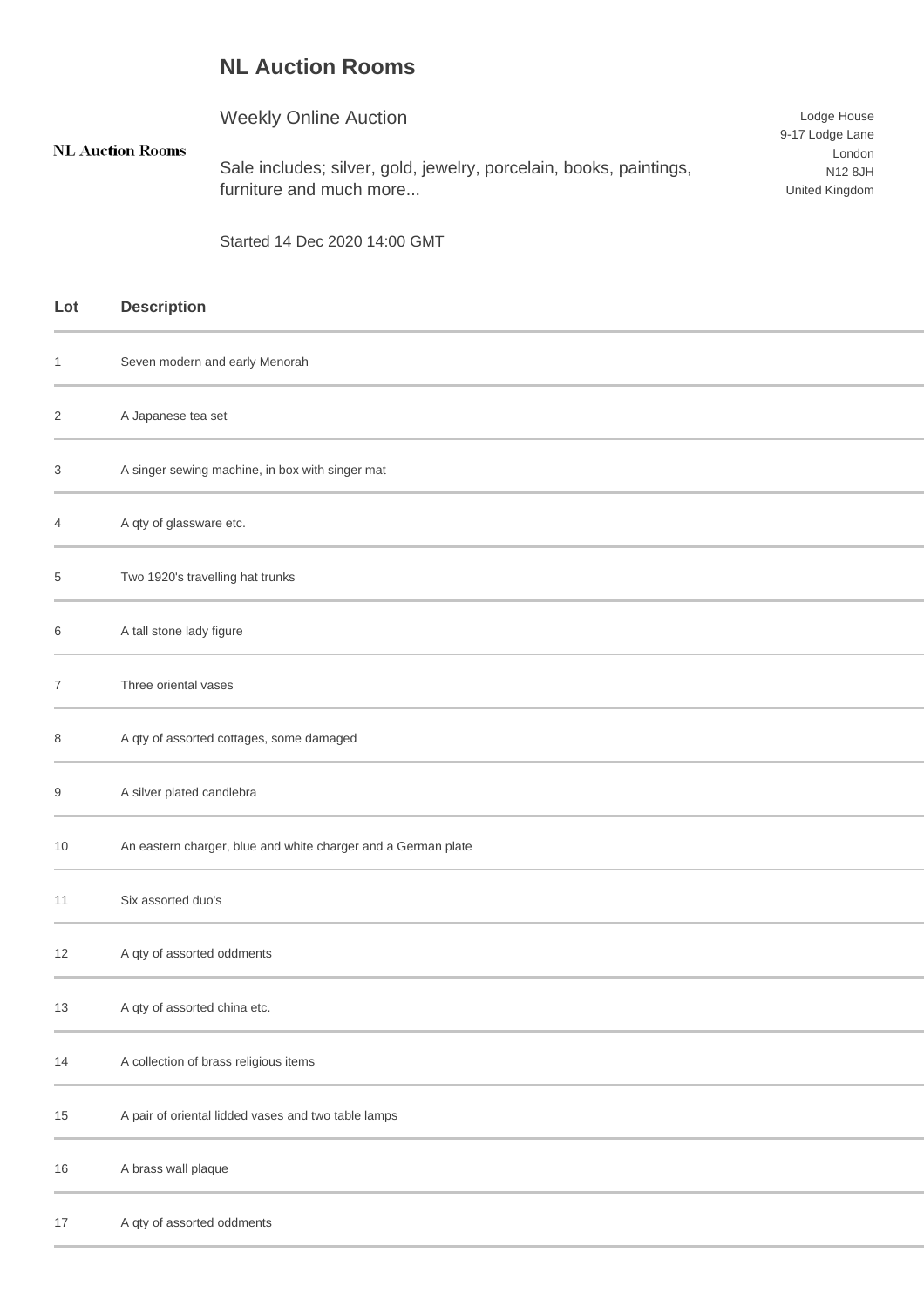# NL Auction Rooms

NL Auction Rooms

Weekly Online Auction

Sale includes; silver, gold, jewelry, porcelain, books, paintings, furniture and much more...

Started 14 Dec 2020 14:00 GMT

Lodge House
9-17 Lodge Lane
London
N12 8JH
United Kingdom

| Lot | Description |
|---|---|
| 1 | Seven modern and early Menorah |
| 2 | A Japanese tea set |
| 3 | A singer sewing machine, in box with singer mat |
| 4 | A qty of glassware etc. |
| 5 | Two 1920's travelling hat trunks |
| 6 | A tall stone lady figure |
| 7 | Three oriental vases |
| 8 | A qty of assorted cottages, some damaged |
| 9 | A silver plated candlebra |
| 10 | An eastern charger, blue and white charger and a German plate |
| 11 | Six assorted duo's |
| 12 | A qty of assorted oddments |
| 13 | A qty of assorted china etc. |
| 14 | A collection of brass religious items |
| 15 | A pair of oriental lidded vases and two table lamps |
| 16 | A brass wall plaque |
| 17 | A qty of assorted oddments |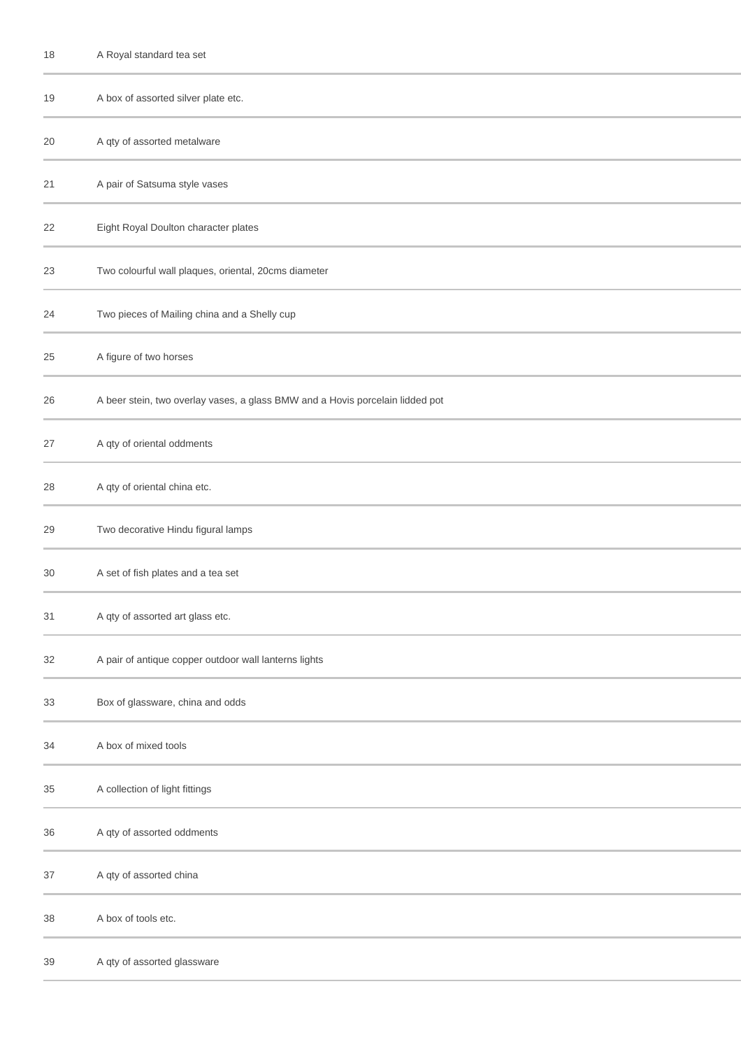| | |
|---|---|
| 18 | A Royal standard tea set |
| 19 | A box of assorted silver plate etc. |
| 20 | A qty of assorted metalware |
| 21 | A pair of Satsuma style vases |
| 22 | Eight Royal Doulton character plates |
| 23 | Two colourful wall plaques, oriental, 20cms diameter |
| 24 | Two pieces of Mailing china and a Shelly cup |
| 25 | A figure of two horses |
| 26 | A beer stein, two overlay vases, a glass BMW and a Hovis porcelain lidded pot |
| 27 | A qty of oriental oddments |
| 28 | A qty of oriental china etc. |
| 29 | Two decorative Hindu figural lamps |
| 30 | A set of fish plates and a tea set |
| 31 | A qty of assorted art glass etc. |
| 32 | A pair of antique copper outdoor wall lanterns lights |
| 33 | Box of glassware, china and odds |
| 34 | A box of mixed tools |
| 35 | A collection of light fittings |
| 36 | A qty of assorted oddments |
| 37 | A qty of assorted china |
| 38 | A box of tools etc. |
| 39 | A qty of assorted glassware |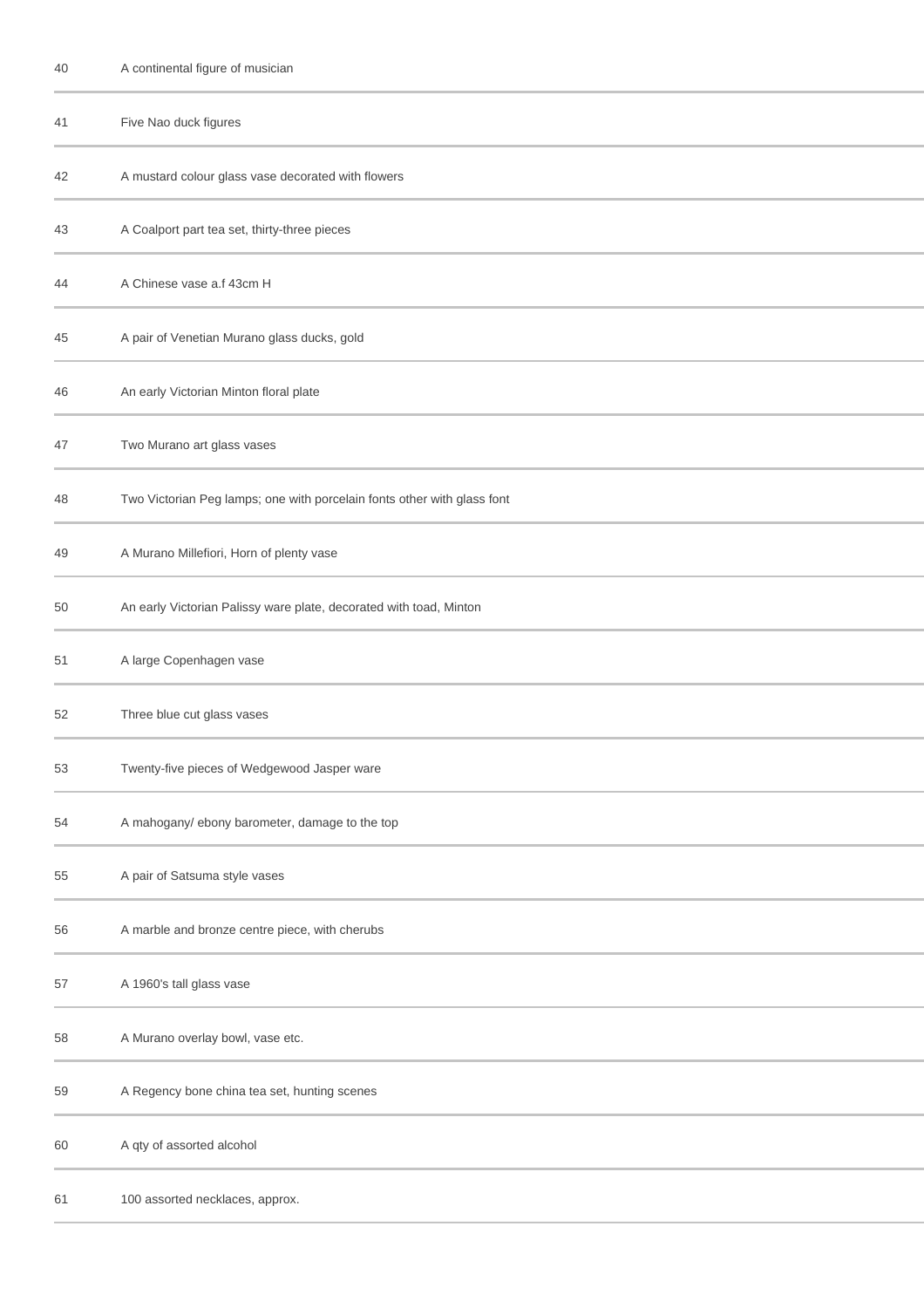| | |
|---|---|
| 40 | A continental figure of musician |
| 41 | Five Nao duck figures |
| 42 | A mustard colour glass vase decorated with flowers |
| 43 | A Coalport part tea set, thirty-three pieces |
| 44 | A Chinese vase a.f 43cm H |
| 45 | A pair of Venetian Murano glass ducks, gold |
| 46 | An early Victorian Minton floral plate |
| 47 | Two Murano art glass vases |
| 48 | Two Victorian Peg lamps; one with porcelain fonts other with glass font |
| 49 | A Murano Millefiori, Horn of plenty vase |
| 50 | An early Victorian Palissy ware plate, decorated with toad, Minton |
| 51 | A large Copenhagen vase |
| 52 | Three blue cut glass vases |
| 53 | Twenty-five pieces of Wedgewood Jasper ware |
| 54 | A mahogany/ ebony barometer, damage to the top |
| 55 | A pair of Satsuma style vases |
| 56 | A marble and bronze centre piece, with cherubs |
| 57 | A 1960's tall glass vase |
| 58 | A Murano overlay bowl, vase etc. |
| 59 | A Regency bone china tea set, hunting scenes |
| 60 | A qty of assorted alcohol |
| 61 | 100 assorted necklaces, approx. |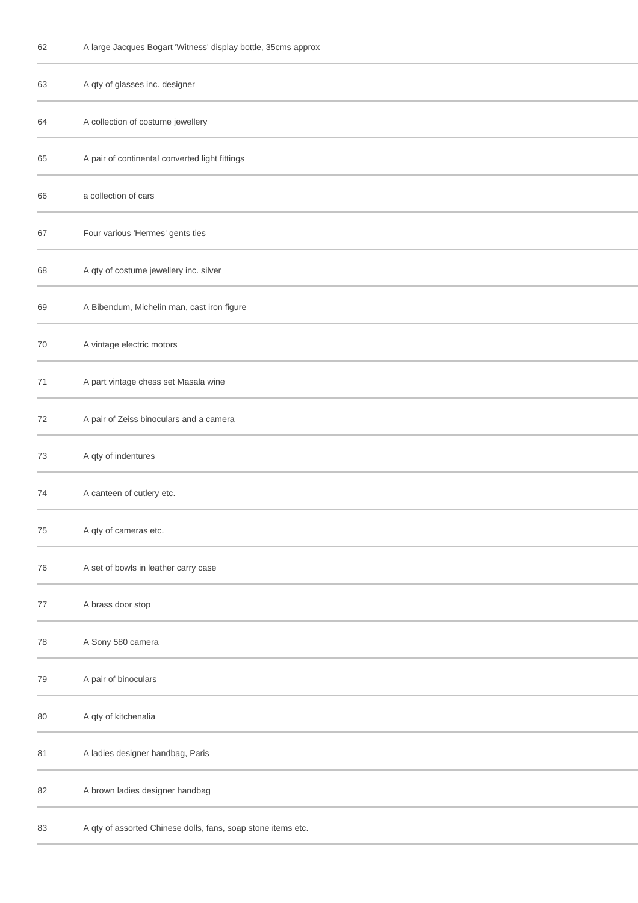| | |
|---|---|
| 62 | A large Jacques Bogart 'Witness' display bottle, 35cms approx |
| 63 | A qty of glasses inc. designer |
| 64 | A collection of costume jewellery |
| 65 | A pair of continental converted light fittings |
| 66 | a collection of cars |
| 67 | Four various 'Hermes' gents ties |
| 68 | A qty of costume jewellery inc. silver |
| 69 | A Bibendum, Michelin man, cast iron figure |
| 70 | A vintage electric motors |
| 71 | A part vintage chess set Masala wine |
| 72 | A pair of Zeiss binoculars and a camera |
| 73 | A qty of indentures |
| 74 | A canteen of cutlery etc. |
| 75 | A qty of cameras etc. |
| 76 | A set of bowls in leather carry case |
| 77 | A brass door stop |
| 78 | A Sony 580 camera |
| 79 | A pair of binoculars |
| 80 | A qty of kitchenalia |
| 81 | A ladies designer handbag, Paris |
| 82 | A brown ladies designer handbag |
| 83 | A qty of assorted Chinese dolls, fans, soap stone items etc. |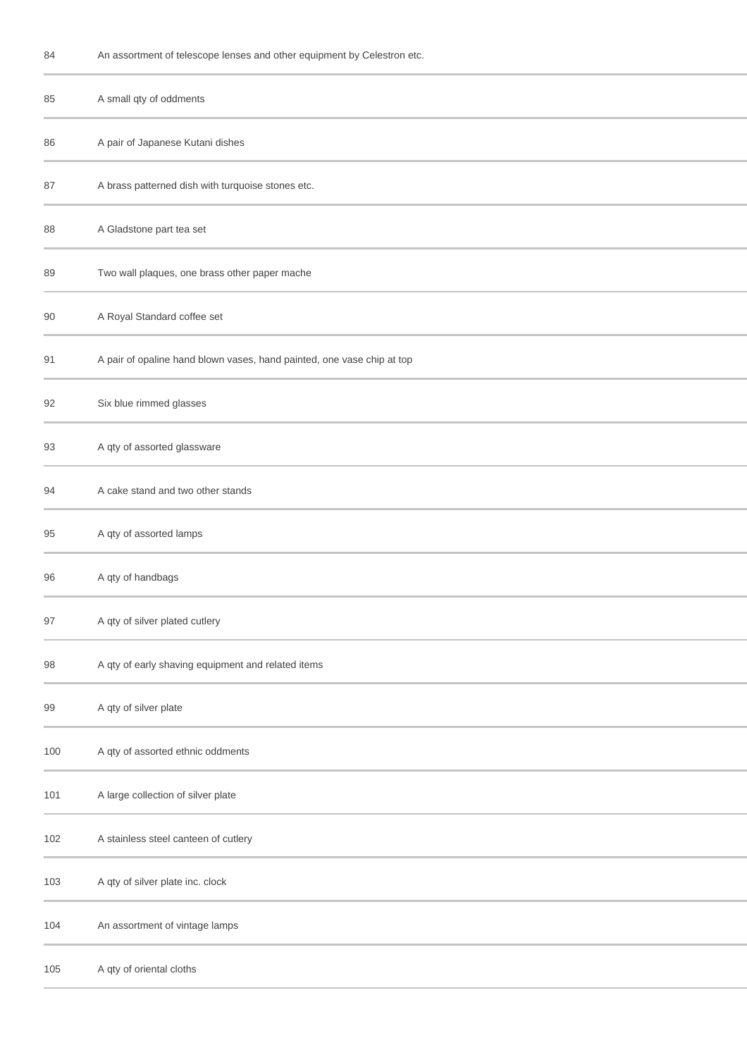| | |
|---|---|
| 84 | An assortment of telescope lenses and other equipment by Celestron etc. |
| 85 | A small qty of oddments |
| 86 | A pair of Japanese Kutani dishes |
| 87 | A brass patterned dish with turquoise stones etc. |
| 88 | A Gladstone part tea set |
| 89 | Two wall plaques, one brass other paper mache |
| 90 | A Royal Standard coffee set |
| 91 | A pair of opaline hand blown vases, hand painted, one vase chip at top |
| 92 | Six blue rimmed glasses |
| 93 | A qty of assorted glassware |
| 94 | A cake stand and two other stands |
| 95 | A qty of assorted lamps |
| 96 | A qty of handbags |
| 97 | A qty of silver plated cutlery |
| 98 | A qty of early shaving equipment and related items |
| 99 | A qty of silver plate |
| 100 | A qty of assorted ethnic oddments |
| 101 | A large collection of silver plate |
| 102 | A stainless steel canteen of cutlery |
| 103 | A qty of silver plate inc. clock |
| 104 | An assortment of vintage lamps |
| 105 | A qty of oriental cloths |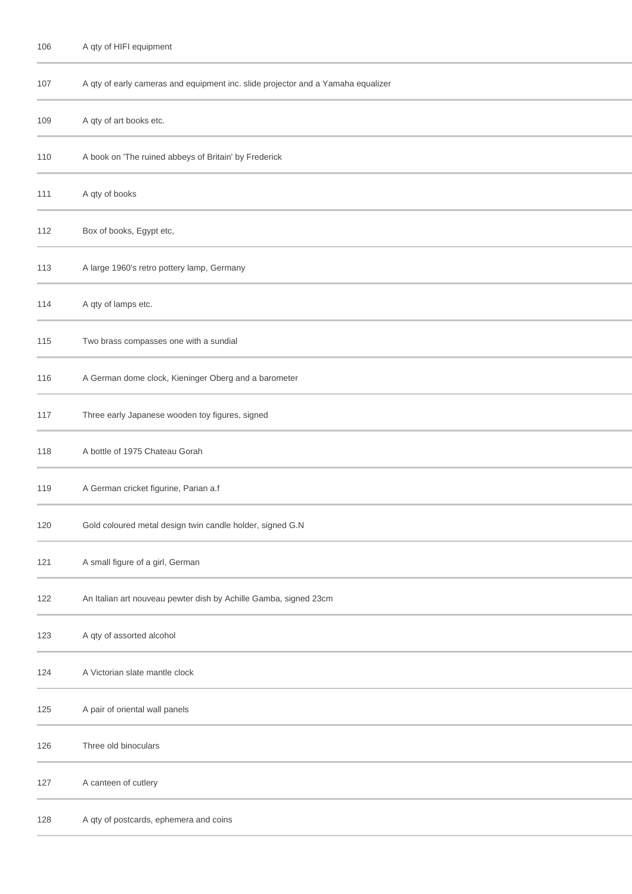| | |
|---|---|
| 106 | A qty of HIFI equipment |
| 107 | A qty of early cameras and equipment inc. slide projector and a Yamaha equalizer |
| 109 | A qty of art books etc. |
| 110 | A book on 'The ruined abbeys of Britain' by Frederick |
| 111 | A qty of books |
| 112 | Box of books, Egypt etc, |
| 113 | A large 1960's retro pottery lamp, Germany |
| 114 | A qty of lamps etc. |
| 115 | Two brass compasses one with a sundial |
| 116 | A German dome clock, Kieninger Oberg and a barometer |
| 117 | Three early Japanese wooden toy figures, signed |
| 118 | A bottle of 1975 Chateau Gorah |
| 119 | A German cricket figurine, Parian a.f |
| 120 | Gold coloured metal design twin candle holder, signed G.N |
| 121 | A small figure of a girl, German |
| 122 | An Italian art nouveau pewter dish by Achille Gamba, signed 23cm |
| 123 | A qty of assorted alcohol |
| 124 | A Victorian slate mantle clock |
| 125 | A pair of oriental wall panels |
| 126 | Three old binoculars |
| 127 | A canteen of cutlery |
| 128 | A qty of postcards, ephemera and coins |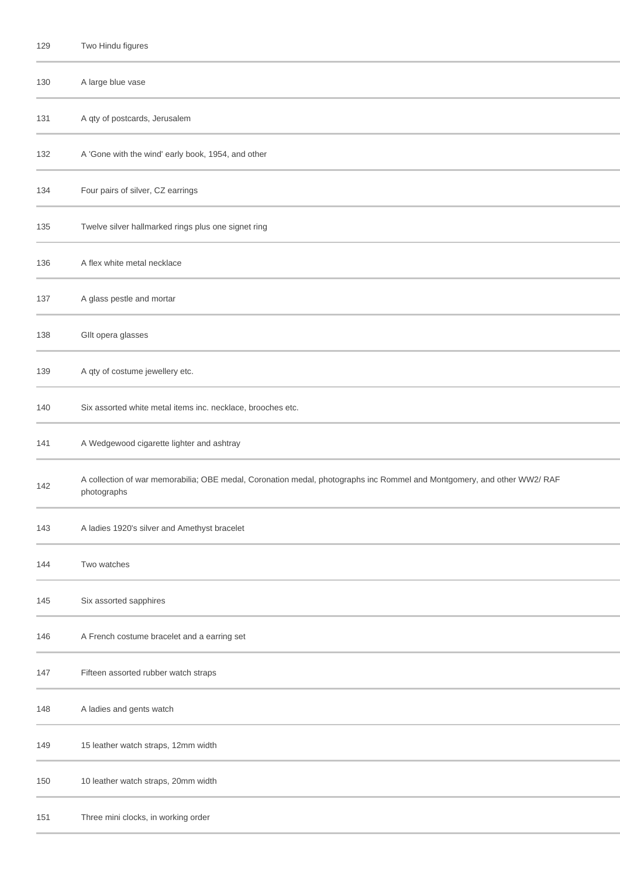| | |
|---|---|
| 129 | Two Hindu figures |
| 130 | A large blue vase |
| 131 | A qty of postcards, Jerusalem |
| 132 | A 'Gone with the wind' early book, 1954, and other |
| 134 | Four pairs of silver, CZ earrings |
| 135 | Twelve silver hallmarked rings plus one signet ring |
| 136 | A flex white metal necklace |
| 137 | A glass pestle and mortar |
| 138 | GIlt opera glasses |
| 139 | A qty of costume jewellery etc. |
| 140 | Six assorted white metal items inc. necklace, brooches etc. |
| 141 | A Wedgewood cigarette lighter and ashtray |
| 142 | A collection of war memorabilia; OBE medal, Coronation medal, photographs inc Rommel and Montgomery, and other WW2/ RAF photographs |
| 143 | A ladies 1920's silver and Amethyst bracelet |
| 144 | Two watches |
| 145 | Six assorted sapphires |
| 146 | A French costume bracelet and a earring set |
| 147 | Fifteen assorted rubber watch straps |
| 148 | A ladies and gents watch |
| 149 | 15 leather watch straps, 12mm width |
| 150 | 10 leather watch straps, 20mm width |
| 151 | Three mini clocks, in working order |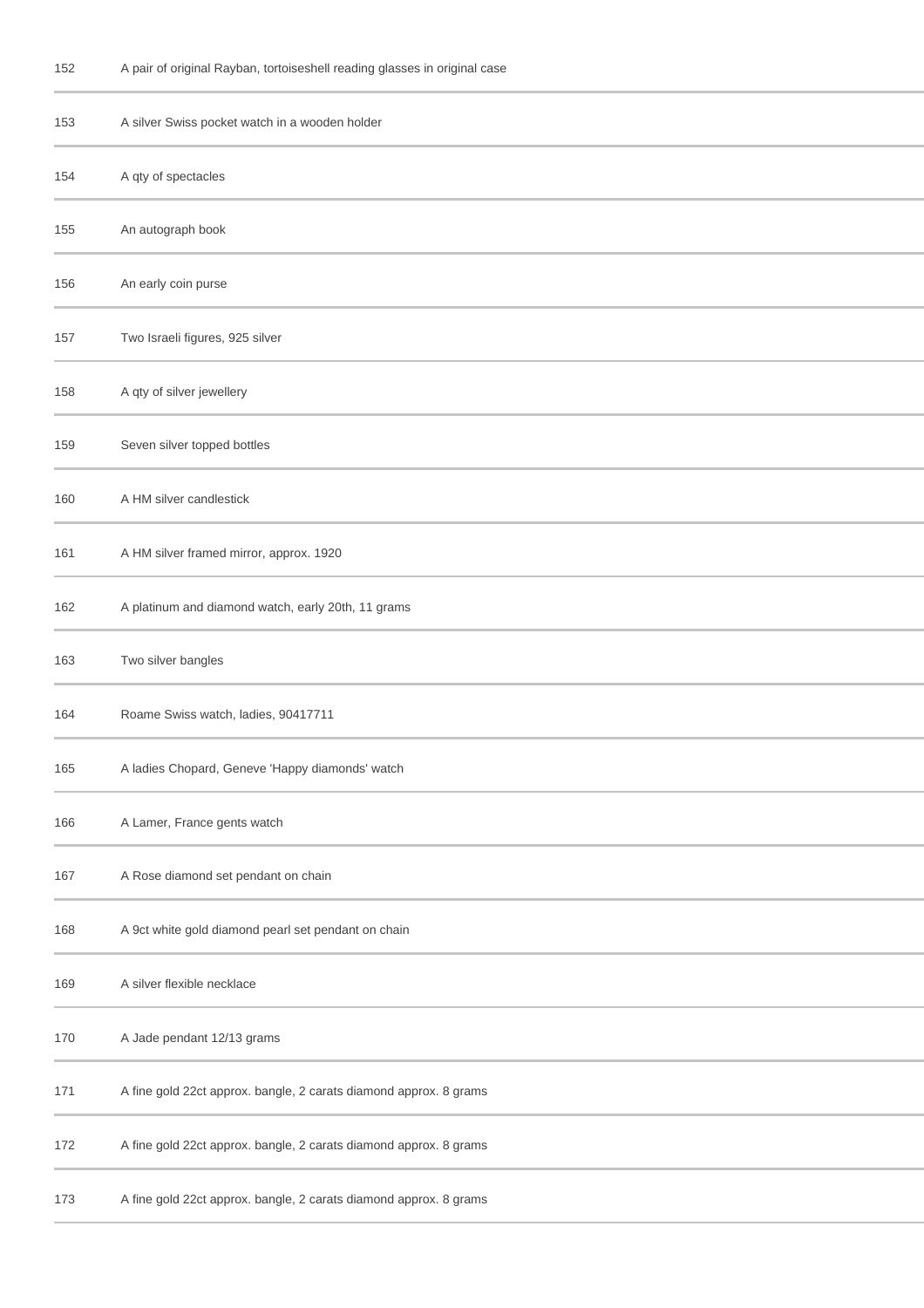| | |
|---|---|
| 152 | A pair of original Rayban, tortoiseshell reading glasses in original case |
| 153 | A silver Swiss pocket watch in a wooden holder |
| 154 | A qty of spectacles |
| 155 | An autograph book |
| 156 | An early coin purse |
| 157 | Two Israeli figures, 925 silver |
| 158 | A qty of silver jewellery |
| 159 | Seven silver topped bottles |
| 160 | A HM silver candlestick |
| 161 | A HM silver framed mirror, approx. 1920 |
| 162 | A platinum and diamond watch, early 20th, 11 grams |
| 163 | Two silver bangles |
| 164 | Roame Swiss watch, ladies, 90417711 |
| 165 | A ladies Chopard, Geneve 'Happy diamonds' watch |
| 166 | A Lamer, France gents watch |
| 167 | A Rose diamond set pendant on chain |
| 168 | A 9ct white gold diamond pearl set pendant on chain |
| 169 | A silver flexible necklace |
| 170 | A Jade pendant 12/13 grams |
| 171 | A fine gold 22ct approx. bangle, 2 carats diamond approx. 8 grams |
| 172 | A fine gold 22ct approx. bangle, 2 carats diamond approx. 8 grams |
| 173 | A fine gold 22ct approx. bangle, 2 carats diamond approx. 8 grams |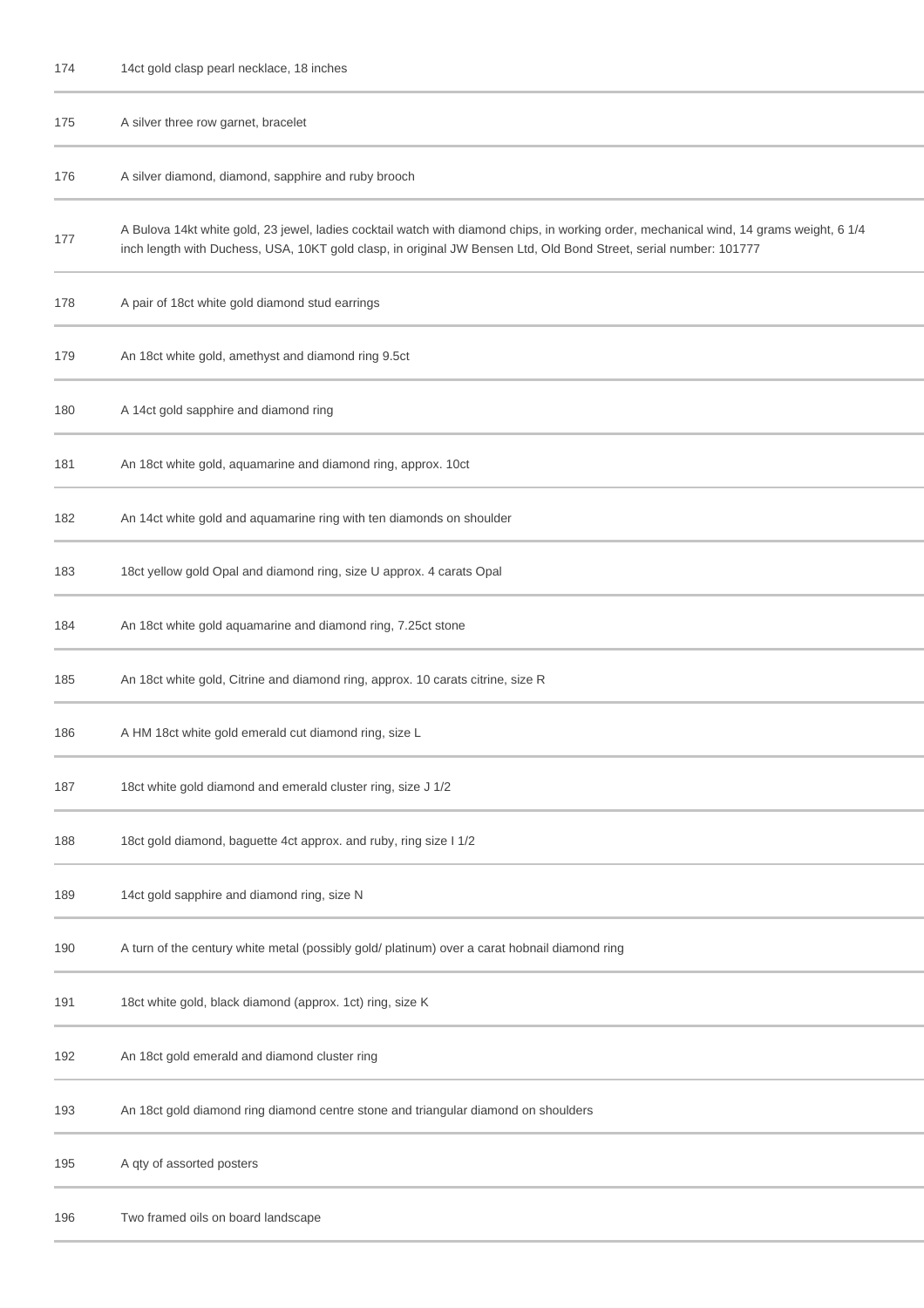| | |
|---|---|
| 174 | 14ct gold clasp pearl necklace, 18 inches |
| 175 | A silver three row garnet, bracelet |
| 176 | A silver diamond, diamond, sapphire and ruby brooch |
| 177 | A Bulova 14kt white gold, 23 jewel, ladies cocktail watch with diamond chips, in working order, mechanical wind, 14 grams weight, 6 1/4 inch length with Duchess, USA, 10KT gold clasp, in original JW Bensen Ltd, Old Bond Street, serial number: 101777 |
| 178 | A pair of 18ct white gold diamond stud earrings |
| 179 | An 18ct white gold, amethyst and diamond ring 9.5ct |
| 180 | A 14ct gold sapphire and diamond ring |
| 181 | An 18ct white gold, aquamarine and diamond ring, approx. 10ct |
| 182 | An 14ct white gold and aquamarine ring with ten diamonds on shoulder |
| 183 | 18ct yellow gold Opal and diamond ring, size U approx. 4 carats Opal |
| 184 | An 18ct white gold aquamarine and diamond ring, 7.25ct stone |
| 185 | An 18ct white gold, Citrine and diamond ring, approx. 10 carats citrine, size R |
| 186 | A HM 18ct white gold emerald cut diamond ring, size L |
| 187 | 18ct white gold diamond and emerald cluster ring, size J 1/2 |
| 188 | 18ct gold diamond, baguette 4ct approx. and ruby, ring size I 1/2 |
| 189 | 14ct gold sapphire and diamond ring, size N |
| 190 | A turn of the century white metal (possibly gold/ platinum) over a carat hobnail diamond ring |
| 191 | 18ct white gold, black diamond (approx. 1ct) ring, size K |
| 192 | An 18ct gold emerald and diamond cluster ring |
| 193 | An 18ct gold diamond ring diamond centre stone and triangular diamond on shoulders |
| 195 | A qty of assorted posters |
| 196 | Two framed oils on board landscape |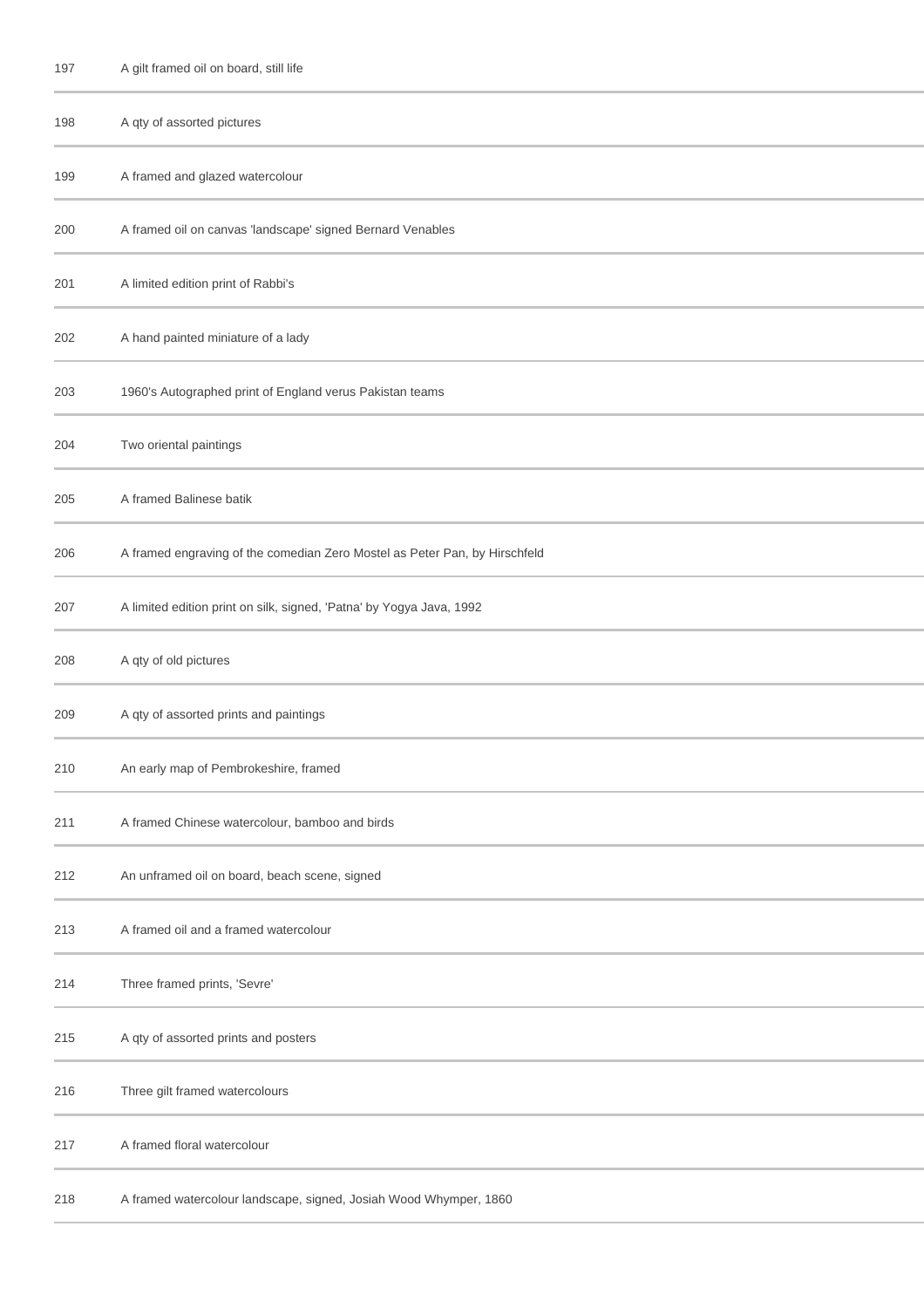| | |
|---|---|
| 197 | A gilt framed oil on board, still life |
| 198 | A qty of assorted pictures |
| 199 | A framed and glazed watercolour |
| 200 | A framed oil on canvas 'landscape' signed Bernard Venables |
| 201 | A limited edition print of Rabbi's |
| 202 | A hand painted miniature of a lady |
| 203 | 1960's Autographed print of England verus Pakistan teams |
| 204 | Two oriental paintings |
| 205 | A framed Balinese batik |
| 206 | A framed engraving of the comedian Zero Mostel as Peter Pan, by Hirschfeld |
| 207 | A limited edition print on silk, signed, 'Patna' by Yogya Java, 1992 |
| 208 | A qty of old pictures |
| 209 | A qty of assorted prints and paintings |
| 210 | An early map of Pembrokeshire, framed |
| 211 | A framed Chinese watercolour, bamboo and birds |
| 212 | An unframed oil on board, beach scene, signed |
| 213 | A framed oil and a framed watercolour |
| 214 | Three framed prints, 'Sevre' |
| 215 | A qty of assorted prints and posters |
| 216 | Three gilt framed watercolours |
| 217 | A framed floral watercolour |
| 218 | A framed watercolour landscape, signed, Josiah Wood Whymper, 1860 |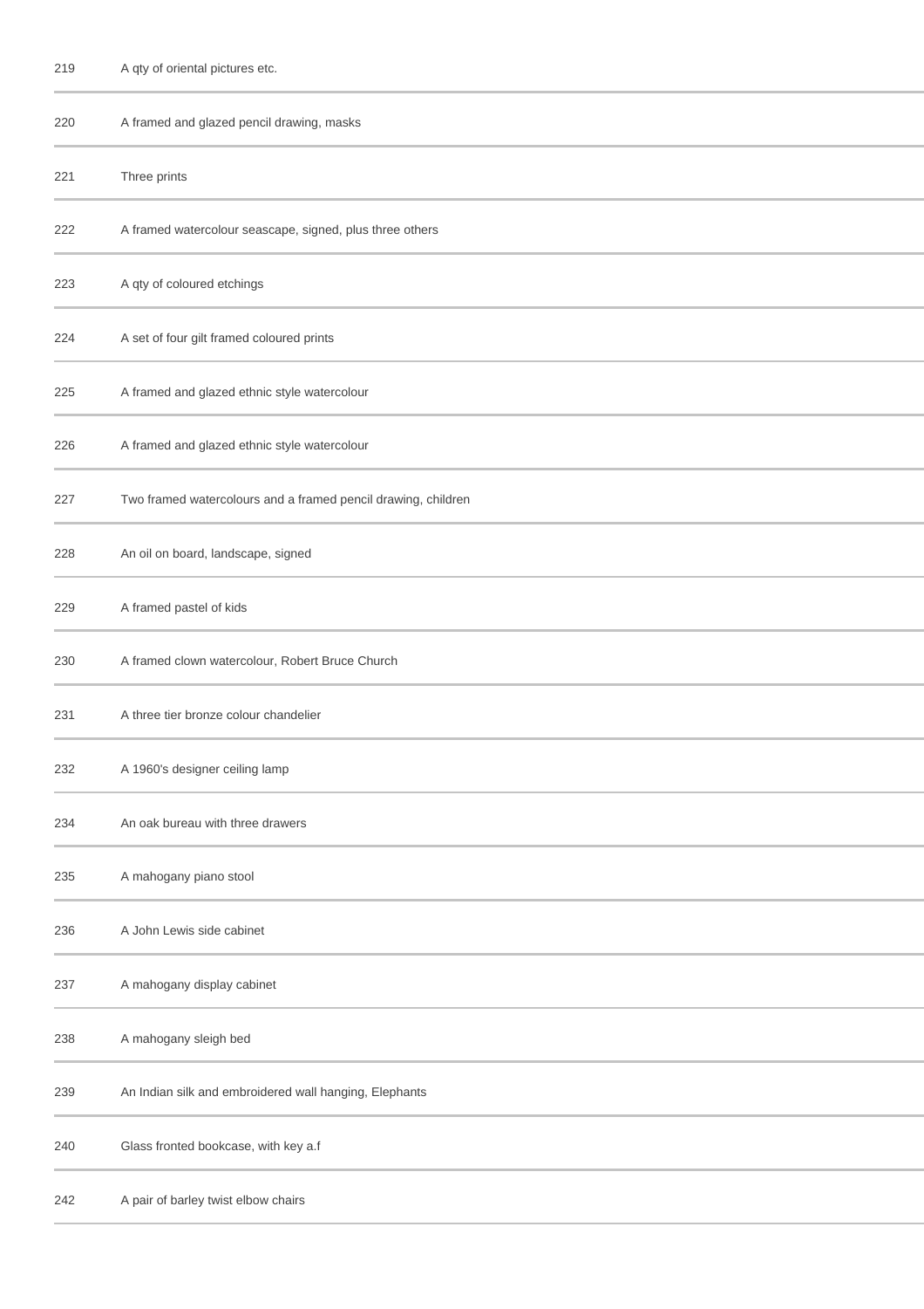| | |
|---|---|
| 219 | A qty of oriental pictures etc. |
| 220 | A framed and glazed pencil drawing, masks |
| 221 | Three prints |
| 222 | A framed watercolour seascape, signed, plus three others |
| 223 | A qty of coloured etchings |
| 224 | A set of four gilt framed coloured prints |
| 225 | A framed and glazed ethnic style watercolour |
| 226 | A framed and glazed ethnic style watercolour |
| 227 | Two framed watercolours and a framed pencil drawing, children |
| 228 | An oil on board, landscape, signed |
| 229 | A framed pastel of kids |
| 230 | A framed clown watercolour, Robert Bruce Church |
| 231 | A three tier bronze colour chandelier |
| 232 | A 1960's designer ceiling lamp |
| 234 | An oak bureau with three drawers |
| 235 | A mahogany piano stool |
| 236 | A John Lewis side cabinet |
| 237 | A mahogany display cabinet |
| 238 | A mahogany sleigh bed |
| 239 | An Indian silk and embroidered wall hanging, Elephants |
| 240 | Glass fronted bookcase, with key a.f |
| 242 | A pair of barley twist elbow chairs |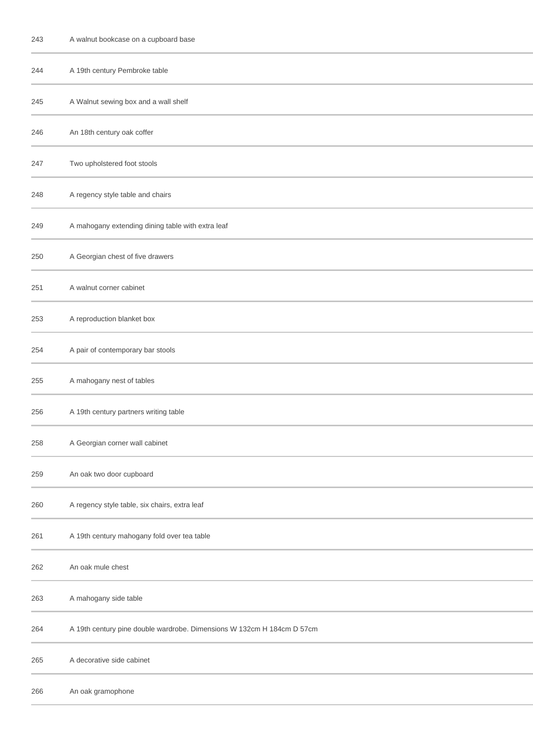| | |
|---|---|
| 243 | A walnut bookcase on a cupboard base |
| 244 | A 19th century Pembroke table |
| 245 | A Walnut sewing box and a wall shelf |
| 246 | An 18th century oak coffer |
| 247 | Two upholstered foot stools |
| 248 | A regency style table and chairs |
| 249 | A mahogany extending dining table with extra leaf |
| 250 | A Georgian chest of five drawers |
| 251 | A walnut corner cabinet |
| 253 | A reproduction blanket box |
| 254 | A pair of contemporary bar stools |
| 255 | A mahogany nest of tables |
| 256 | A 19th century partners writing table |
| 258 | A Georgian corner wall cabinet |
| 259 | An oak two door cupboard |
| 260 | A regency style table, six chairs, extra leaf |
| 261 | A 19th century mahogany fold over tea table |
| 262 | An oak mule chest |
| 263 | A mahogany side table |
| 264 | A 19th century pine double wardrobe. Dimensions W 132cm H 184cm D 57cm |
| 265 | A decorative side cabinet |
| 266 | An oak gramophone |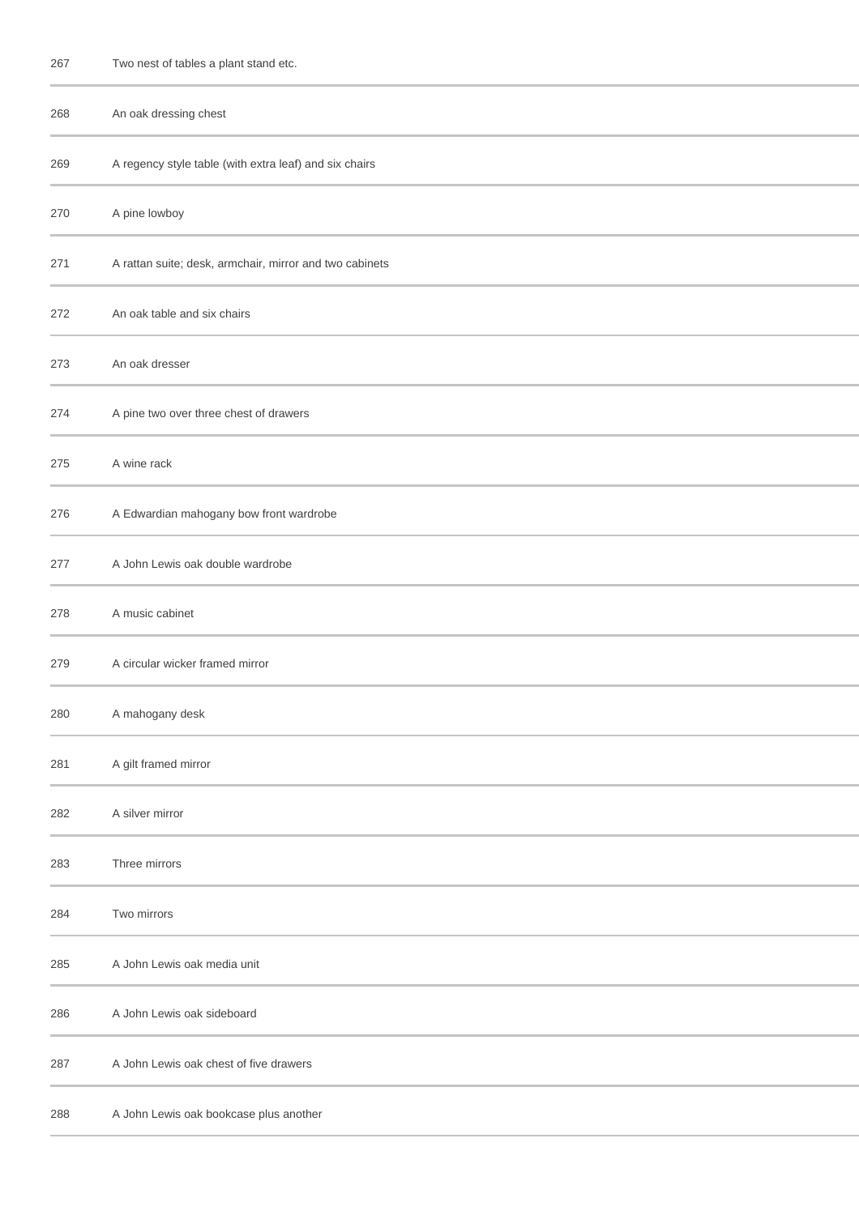| | |
|---|---|
| 267 | Two nest of tables a plant stand etc. |
| 268 | An oak dressing chest |
| 269 | A regency style table (with extra leaf) and six chairs |
| 270 | A pine lowboy |
| 271 | A rattan suite; desk, armchair, mirror and two cabinets |
| 272 | An oak table and six chairs |
| 273 | An oak dresser |
| 274 | A pine two over three chest of drawers |
| 275 | A wine rack |
| 276 | A Edwardian mahogany bow front wardrobe |
| 277 | A John Lewis oak double wardrobe |
| 278 | A music cabinet |
| 279 | A circular wicker framed mirror |
| 280 | A mahogany desk |
| 281 | A gilt framed mirror |
| 282 | A silver mirror |
| 283 | Three mirrors |
| 284 | Two mirrors |
| 285 | A John Lewis oak media unit |
| 286 | A John Lewis oak sideboard |
| 287 | A John Lewis oak chest of five drawers |
| 288 | A John Lewis oak bookcase plus another |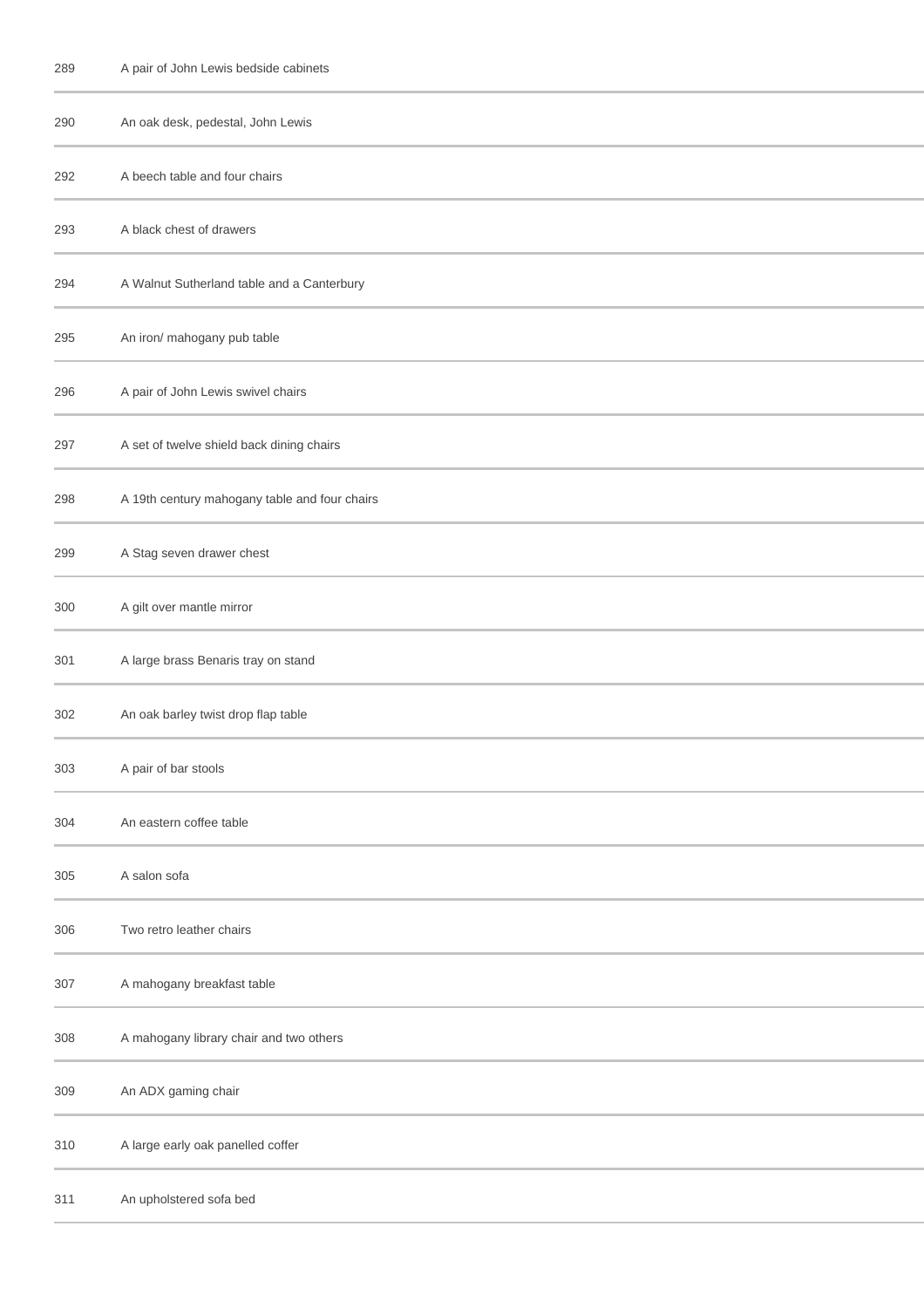| | |
|---|---|
| 289 | A pair of John Lewis bedside cabinets |
| 290 | An oak desk, pedestal, John Lewis |
| 292 | A beech table and four chairs |
| 293 | A black chest of drawers |
| 294 | A Walnut Sutherland table and a Canterbury |
| 295 | An iron/ mahogany pub table |
| 296 | A pair of John Lewis swivel chairs |
| 297 | A set of twelve shield back dining chairs |
| 298 | A 19th century mahogany table and four chairs |
| 299 | A Stag seven drawer chest |
| 300 | A gilt over mantle mirror |
| 301 | A large brass Benaris tray on stand |
| 302 | An oak barley twist drop flap table |
| 303 | A pair of bar stools |
| 304 | An eastern coffee table |
| 305 | A salon sofa |
| 306 | Two retro leather chairs |
| 307 | A mahogany breakfast table |
| 308 | A mahogany library chair and two others |
| 309 | An ADX gaming chair |
| 310 | A large early oak panelled coffer |
| 311 | An upholstered sofa bed |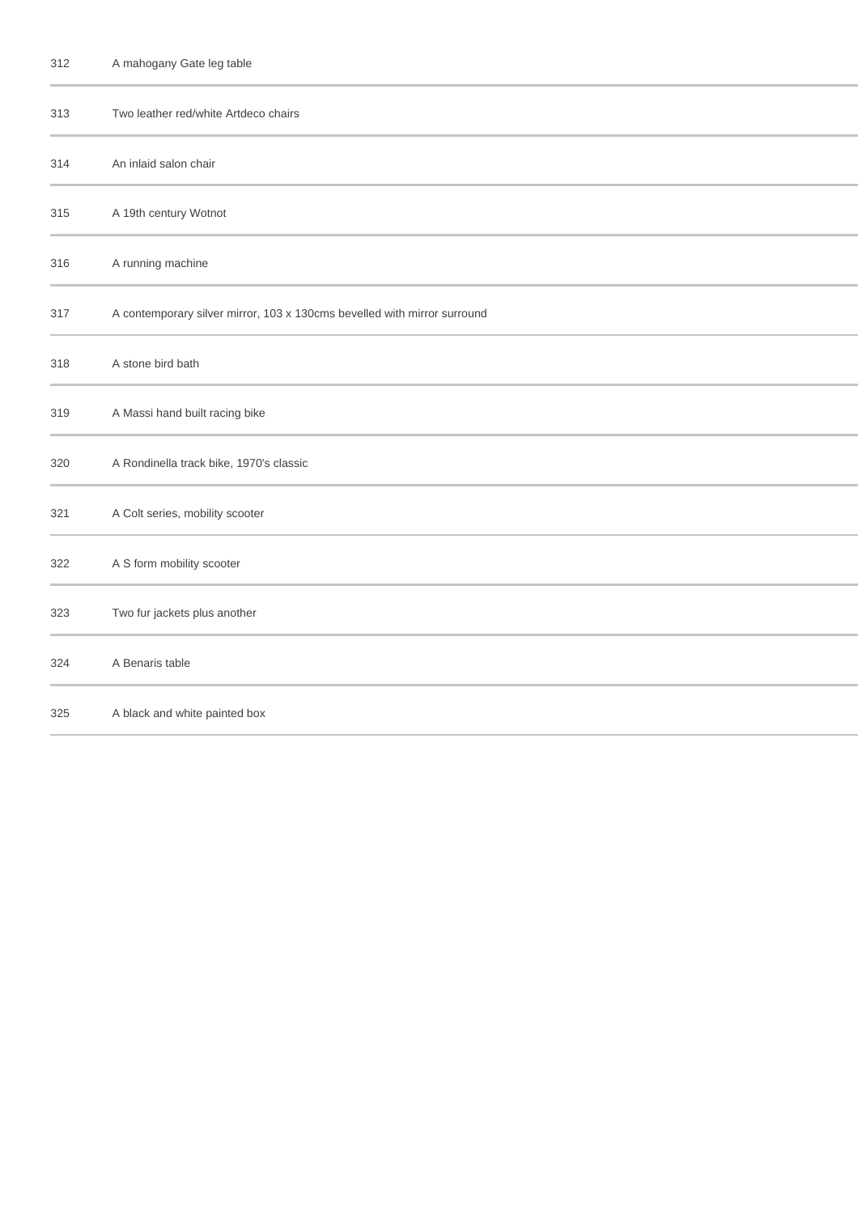| | |
|---|---|
| 312 | A mahogany Gate leg table |
| 313 | Two leather red/white Artdeco chairs |
| 314 | An inlaid salon chair |
| 315 | A 19th century Wotnot |
| 316 | A running machine |
| 317 | A contemporary silver mirror, 103 x 130cms bevelled with mirror surround |
| 318 | A stone bird bath |
| 319 | A Massi hand built racing bike |
| 320 | A Rondinella track bike, 1970's classic |
| 321 | A Colt series, mobility scooter |
| 322 | A S form mobility scooter |
| 323 | Two fur jackets plus another |
| 324 | A Benaris table |
| 325 | A black and white painted box |